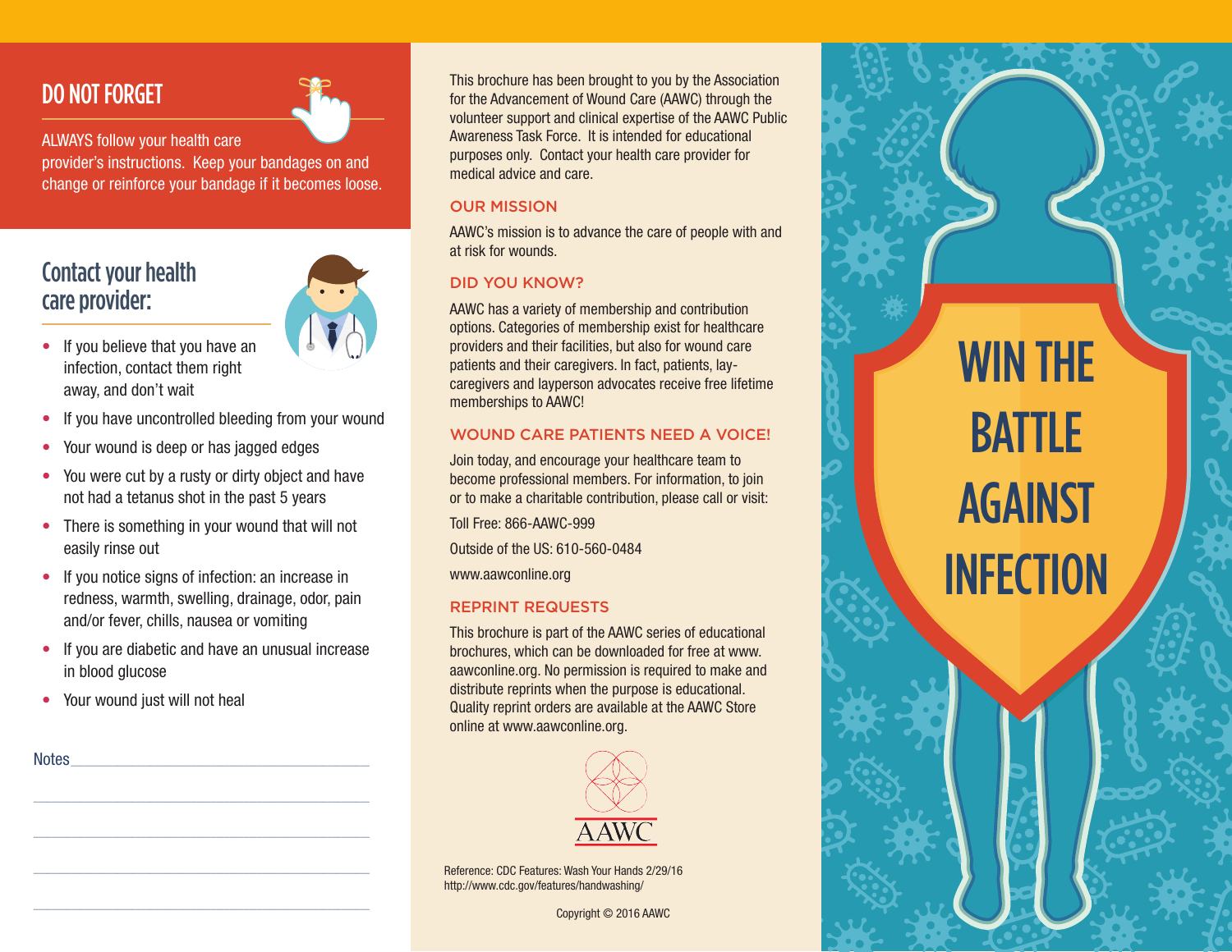## DO NOT FORGET

ALWAYS follow your health care provider's instructions. Keep your bandages on and change or reinforce your bandage if it becomes loose.

## Contact your health care provider:

- If you believe that you have an infection, contact them right away, and don't wait
- If you have uncontrolled bleeding from your wound
- Your wound is deep or has jagged edges
- You were cut by a rusty or dirty object and have not had a tetanus shot in the past 5 years
- There is something in your wound that will not easily rinse out
- If you notice signs of infection: an increase in redness, warmth, swelling, drainage, odor, pain and/or fever, chills, nausea or vomiting
- If you are diabetic and have an unusual increase in blood glucose
- Your wound just will not heal

Notes\_\_\_\_\_\_\_\_\_\_\_\_\_\_\_\_\_\_\_\_\_\_\_\_\_\_\_\_\_\_\_\_\_\_\_\_

\_\_\_\_\_\_\_\_\_\_\_\_\_\_\_\_\_\_\_\_\_\_\_\_\_\_\_\_\_\_\_\_\_\_\_\_\_\_\_\_

\_\_\_\_\_\_\_\_\_\_\_\_\_\_\_\_\_\_\_\_\_\_\_\_\_\_\_\_\_\_\_\_\_\_\_\_\_\_\_\_

\_\_\_\_\_\_\_\_\_\_\_\_\_\_\_\_\_\_\_\_\_\_\_\_\_\_\_\_\_\_\_\_\_\_\_\_\_\_\_\_

\_\_\_\_\_\_\_\_\_\_\_\_\_\_\_\_\_\_\_\_\_\_\_\_\_\_\_\_\_\_\_\_\_\_\_\_\_\_\_\_

This brochure has been brought to you by the Association for the Advancement of Wound Care (AAWC) through the volunteer support and clinical expertise of the AAWC Public Awareness Task Force. It is intended for educational purposes only. Contact your health care provider for medical advice and care.

### OUR MISSION

AAWC's mission is to advance the care of people with and at risk for wounds.

### DID YOU KNOW?

AAWC has a variety of membership and contribution options. Categories of membership exist for healthcare providers and their facilities, but also for wound care patients and their caregivers. In fact, patients, lay-caregivers and layperson advocates receive free lifetime memberships to AAWC!

### WOUND CARE PATIENTS NEED A VOICE!

Join today, and encourage your healthcare team to become professional members. For information, to join or to make a charitable contribution, please call or visit:

Toll Free: 866-AAWC-999

Outside of the US: 610-560-0484

www.aawconline.org

### REPRINT REQUESTS

This brochure is part of the AAWC series of educational brochures, which can be downloaded for free at www.aawconline.org. No permission is required to make and distribute reprints when the purpose is educational. Quality reprint orders are available at the AAWC Store online at www.aawconline.org.

AAWC

Reference: CDC Features: Wash Your Hands 2/29/16
http://www.cdc.gov/features/handwashing/

Copyright © 2016 AAWC

# WIN THE BATTLE AGAINST INFECTION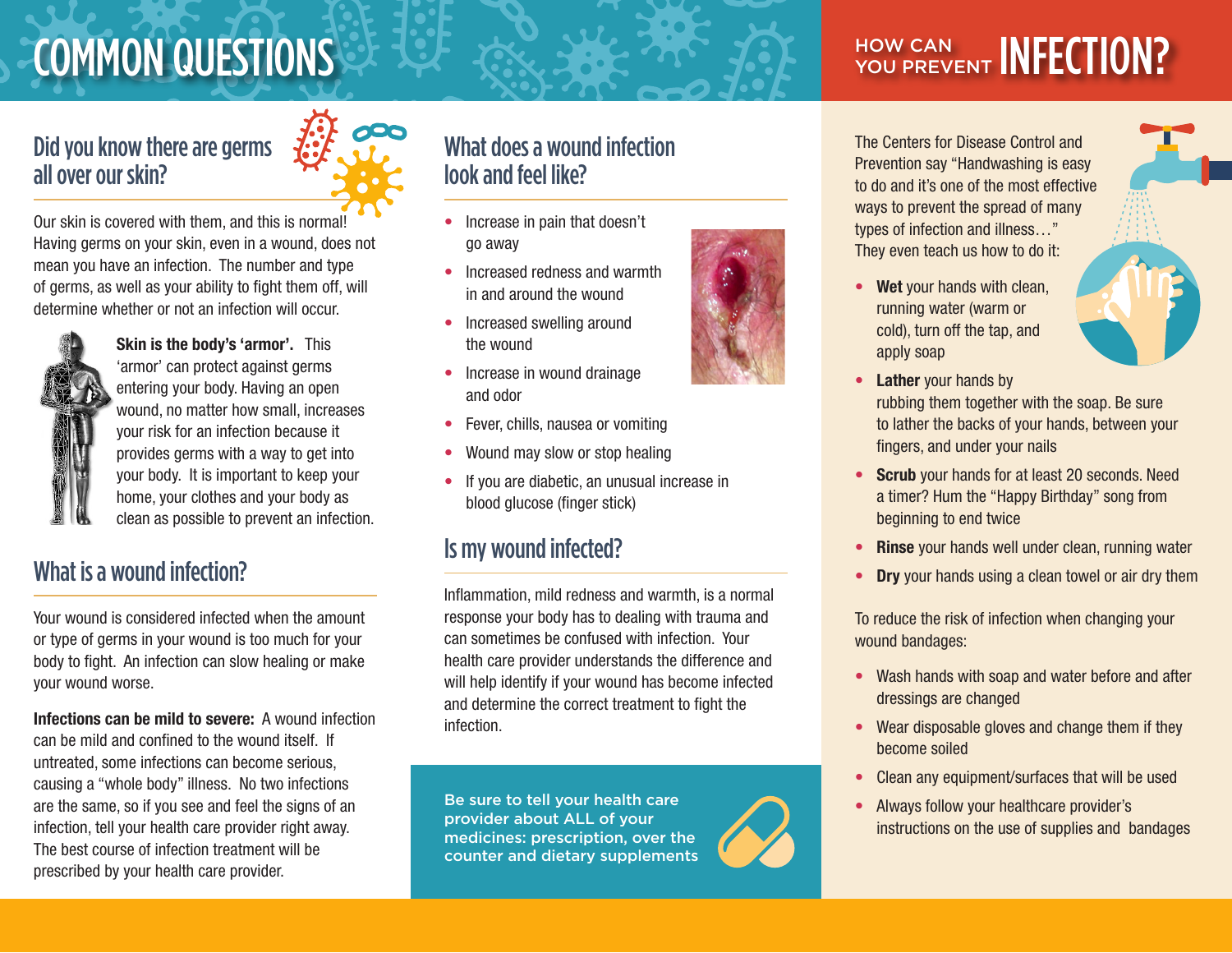# COMMON QUESTIONS

## Did you know there are germs all over our skin?

Our skin is covered with them, and this is normal! Having germs on your skin, even in a wound, does not mean you have an infection. The number and type of germs, as well as your ability to fight them off, will determine whether or not an infection will occur.

**Skin is the body's 'armor'.** This 'armor' can protect against germs entering your body. Having an open wound, no matter how small, increases your risk for an infection because it provides germs with a way to get into your body. It is important to keep your home, your clothes and your body as clean as possible to prevent an infection.

## What is a wound infection?

Your wound is considered infected when the amount or type of germs in your wound is too much for your body to fight. An infection can slow healing or make your wound worse.

**Infections can be mild to severe:** A wound infection can be mild and confined to the wound itself. If untreated, some infections can become serious, causing a "whole body" illness. No two infections are the same, so if you see and feel the signs of an infection, tell your health care provider right away. The best course of infection treatment will be prescribed by your health care provider.

## What does a wound infection look and feel like?

- Increase in pain that doesn't go away
- Increased redness and warmth in and around the wound
- Increased swelling around the wound
- Increase in wound drainage and odor
- Fever, chills, nausea or vomiting
- Wound may slow or stop healing
- If you are diabetic, an unusual increase in blood glucose (finger stick)

## Is my wound infected?

Inflammation, mild redness and warmth, is a normal response your body has to dealing with trauma and can sometimes be confused with infection. Your health care provider understands the difference and will help identify if your wound has become infected and determine the correct treatment to fight the infection.

Be sure to tell your health care provider about ALL of your medicines: prescription, over the counter and dietary supplements

# HOW CAN YOU PREVENT INFECTION?

The Centers for Disease Control and Prevention say "Handwashing is easy to do and it's one of the most effective ways to prevent the spread of many types of infection and illness…" They even teach us how to do it:

- **Wet** your hands with clean, running water (warm or cold), turn off the tap, and apply soap
- **Lather** your hands by rubbing them together with the soap. Be sure to lather the backs of your hands, between your fingers, and under your nails
- **Scrub** your hands for at least 20 seconds. Need a timer? Hum the "Happy Birthday" song from beginning to end twice
- **Rinse** your hands well under clean, running water
- **Dry** your hands using a clean towel or air dry them

To reduce the risk of infection when changing your wound bandages:

- Wash hands with soap and water before and after dressings are changed
- Wear disposable gloves and change them if they become soiled
- Clean any equipment/surfaces that will be used
- Always follow your healthcare provider's instructions on the use of supplies and bandages